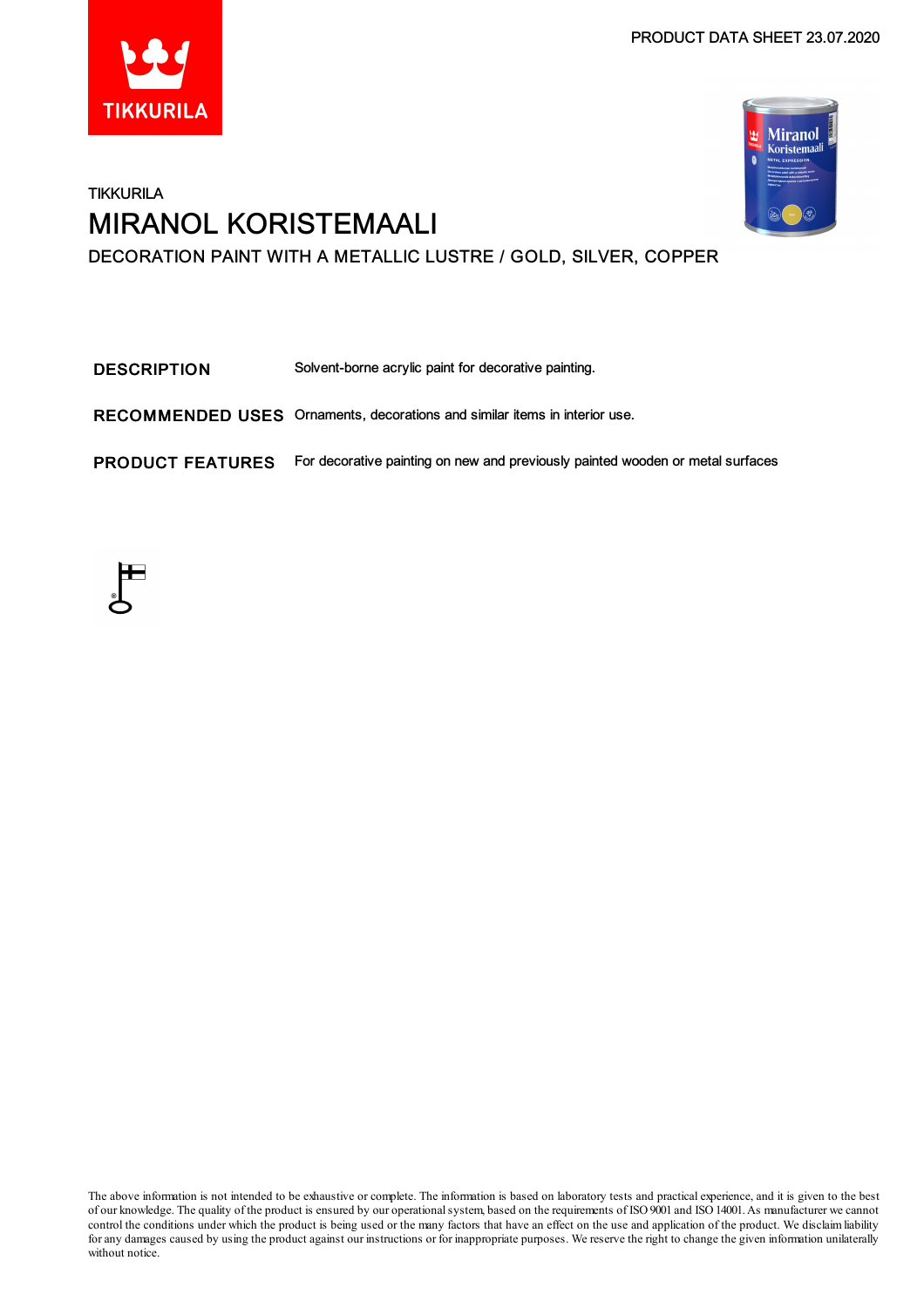PRODUCT DATA SHEET 23.07.2020

TIKKURILA

# MIRANOL KORISTEMAALI

DECORATION PAINT WITH A METALLIC LUSTRE / GOLD, SILVER, COPPER

| | |
|---|---|
| **DESCRIPTION** | Solvent-borne acrylic paint for decorative painting. |
| **RECOMMENDED USES** | Ornaments, decorations and similar items in interior use. |
| **PRODUCT FEATURES** | For decorative painting on new and previously painted wooden or metal surfaces |

The above information is not intended to be exhaustive or complete. The information is based on laboratory tests and practical experience, and it is given to the best of our knowledge. The quality of the product is ensured by our operational system, based on the requirements of ISO 9001 and ISO 14001. As manufacturer we cannot control the conditions under which the product is being used or the many factors that have an effect on the use and application of the product. We disclaim liability for any damages caused by using the product against our instructions or for inappropriate purposes. We reserve the right to change the given information unilaterally without notice.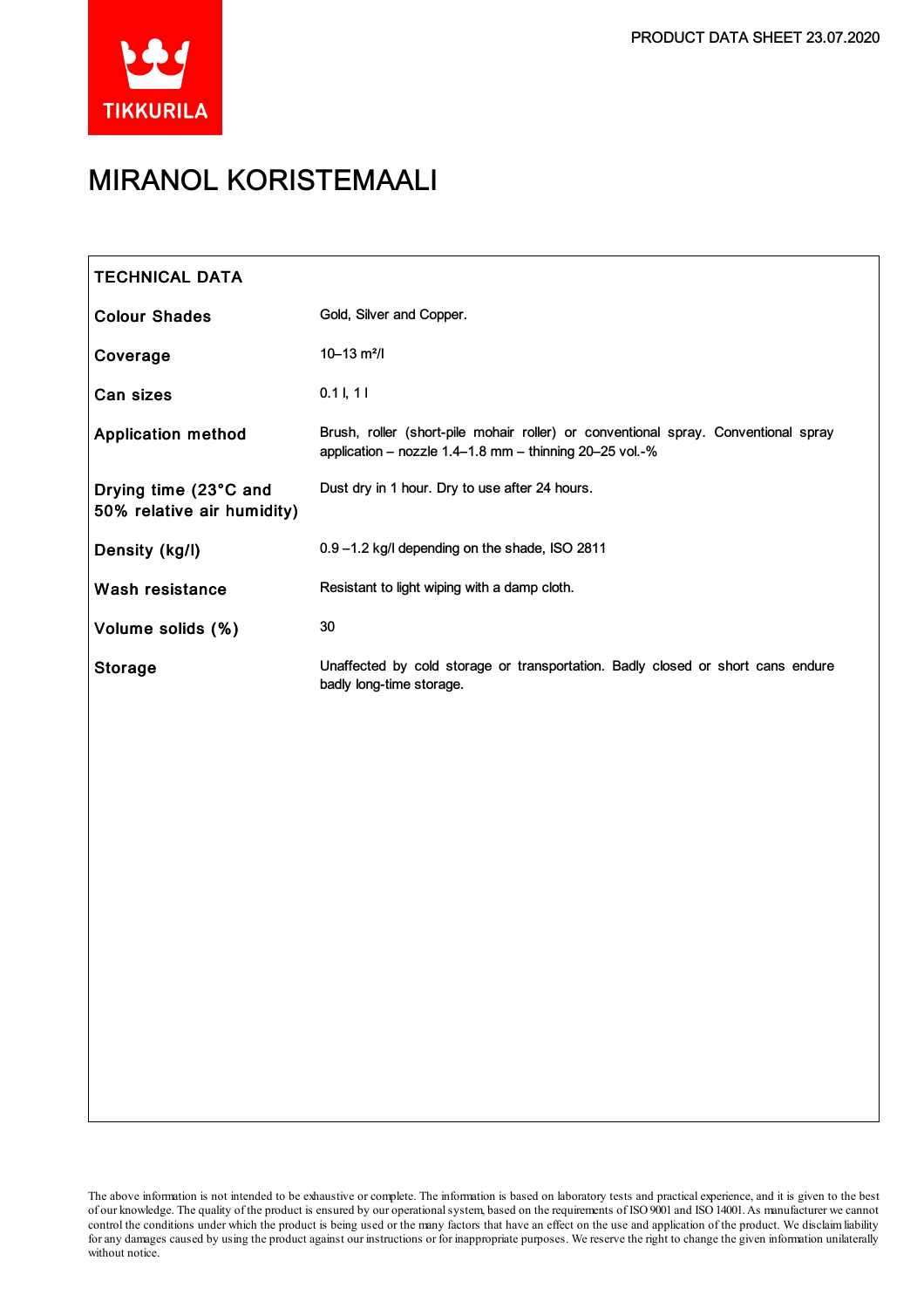PRODUCT DATA SHEET 23.07.2020

# MIRANOL KORISTEMAALI

## TECHNICAL DATA

| | |
|---|---|
| **Colour Shades** | Gold, Silver and Copper. |
| **Coverage** | 10–13 m²/l |
| **Can sizes** | 0.1 l, 1 l |
| **Application method** | Brush, roller (short-pile mohair roller) or conventional spray. Conventional spray application – nozzle 1.4–1.8 mm – thinning 20–25 vol.-% |
| **Drying time (23°C and 50% relative air humidity)** | Dust dry in 1 hour. Dry to use after 24 hours. |
| **Density (kg/l)** | 0.9 –1.2 kg/l depending on the shade, ISO 2811 |
| **Wash resistance** | Resistant to light wiping with a damp cloth. |
| **Volume solids (%)** | 30 |
| **Storage** | Unaffected by cold storage or transportation. Badly closed or short cans endure badly long-time storage. |

The above information is not intended to be exhaustive or complete. The information is based on laboratory tests and practical experience, and it is given to the best of our knowledge. The quality of the product is ensured by our operational system, based on the requirements of ISO 9001 and ISO 14001. As manufacturer we cannot control the conditions under which the product is being used or the many factors that have an effect on the use and application of the product. We disclaim liability for any damages caused by using the product against our instructions or for inappropriate purposes. We reserve the right to change the given information unilaterally without notice.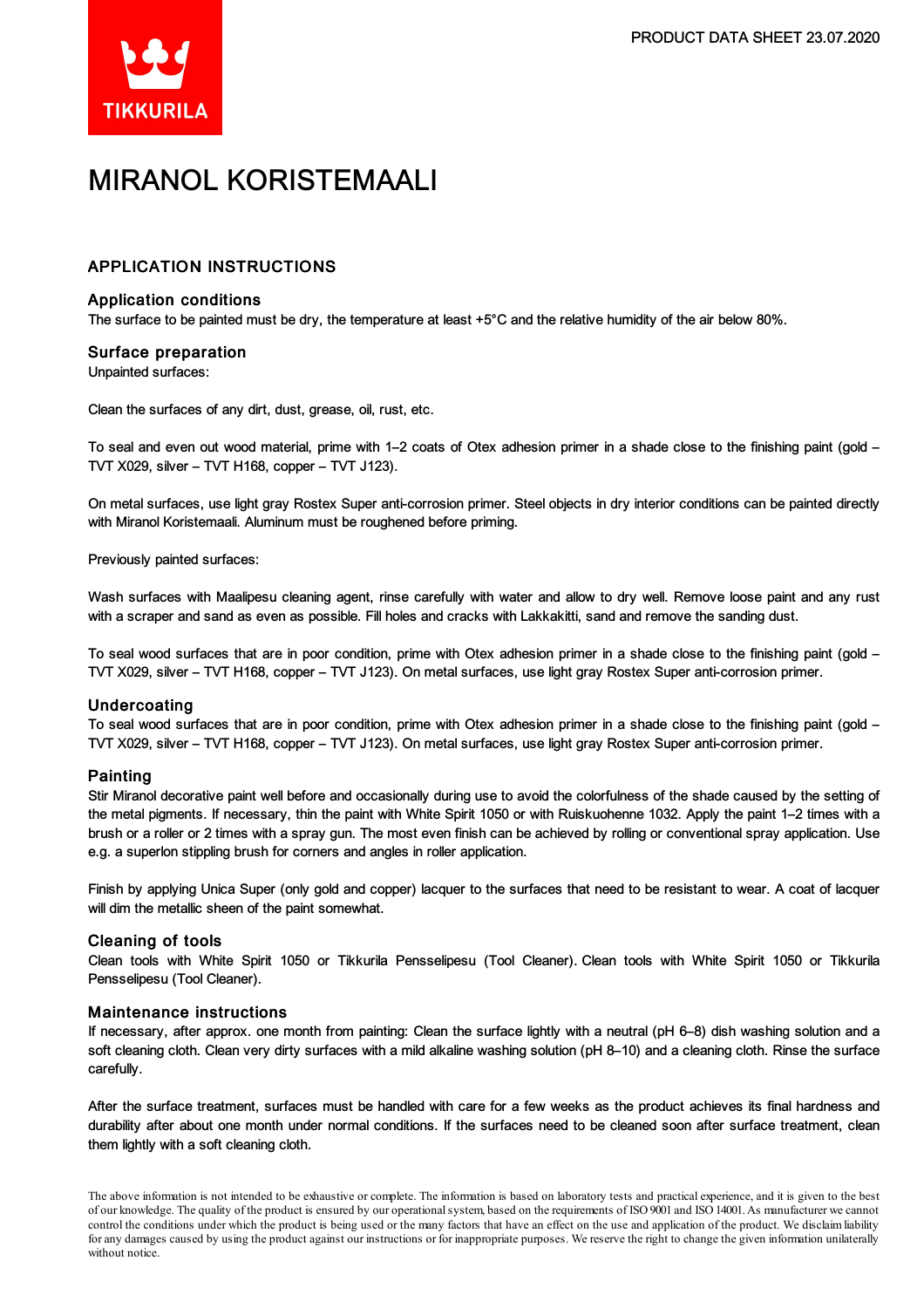# MIRANOL KORISTEMAALI

## APPLICATION INSTRUCTIONS

### Application conditions

The surface to be painted must be dry, the temperature at least +5°C and the relative humidity of the air below 80%.

### Surface preparation

Unpainted surfaces:

Clean the surfaces of any dirt, dust, grease, oil, rust, etc.

To seal and even out wood material, prime with 1–2 coats of Otex adhesion primer in a shade close to the finishing paint (gold – TVT X029, silver – TVT H168, copper – TVT J123).

On metal surfaces, use light gray Rostex Super anti-corrosion primer. Steel objects in dry interior conditions can be painted directly with Miranol Koristemaali. Aluminum must be roughened before priming.

Previously painted surfaces:

Wash surfaces with Maalipesu cleaning agent, rinse carefully with water and allow to dry well. Remove loose paint and any rust with a scraper and sand as even as possible. Fill holes and cracks with Lakkakitti, sand and remove the sanding dust.

To seal wood surfaces that are in poor condition, prime with Otex adhesion primer in a shade close to the finishing paint (gold – TVT X029, silver – TVT H168, copper – TVT J123). On metal surfaces, use light gray Rostex Super anti-corrosion primer.

### Undercoating

To seal wood surfaces that are in poor condition, prime with Otex adhesion primer in a shade close to the finishing paint (gold – TVT X029, silver – TVT H168, copper – TVT J123). On metal surfaces, use light gray Rostex Super anti-corrosion primer.

### Painting

Stir Miranol decorative paint well before and occasionally during use to avoid the colorfulness of the shade caused by the setting of the metal pigments. If necessary, thin the paint with White Spirit 1050 or with Ruiskuohenne 1032. Apply the paint 1–2 times with a brush or a roller or 2 times with a spray gun. The most even finish can be achieved by rolling or conventional spray application. Use e.g. a superlon stippling brush for corners and angles in roller application.

Finish by applying Unica Super (only gold and copper) lacquer to the surfaces that need to be resistant to wear. A coat of lacquer will dim the metallic sheen of the paint somewhat.

### Cleaning of tools

Clean tools with White Spirit 1050 or Tikkurila Pensselipesu (Tool Cleaner). Clean tools with White Spirit 1050 or Tikkurila Pensselipesu (Tool Cleaner).

### Maintenance instructions

If necessary, after approx. one month from painting: Clean the surface lightly with a neutral (pH 6–8) dish washing solution and a soft cleaning cloth. Clean very dirty surfaces with a mild alkaline washing solution (pH 8–10) and a cleaning cloth. Rinse the surface carefully.

After the surface treatment, surfaces must be handled with care for a few weeks as the product achieves its final hardness and durability after about one month under normal conditions. If the surfaces need to be cleaned soon after surface treatment, clean them lightly with a soft cleaning cloth.

The above information is not intended to be exhaustive or complete. The information is based on laboratory tests and practical experience, and it is given to the best of our knowledge. The quality of the product is ensured by our operational system, based on the requirements of ISO 9001 and ISO 14001. As manufacturer we cannot control the conditions under which the product is being used or the many factors that have an effect on the use and application of the product. We disclaim liability for any damages caused by using the product against our instructions or for inappropriate purposes. We reserve the right to change the given information unilaterally without notice.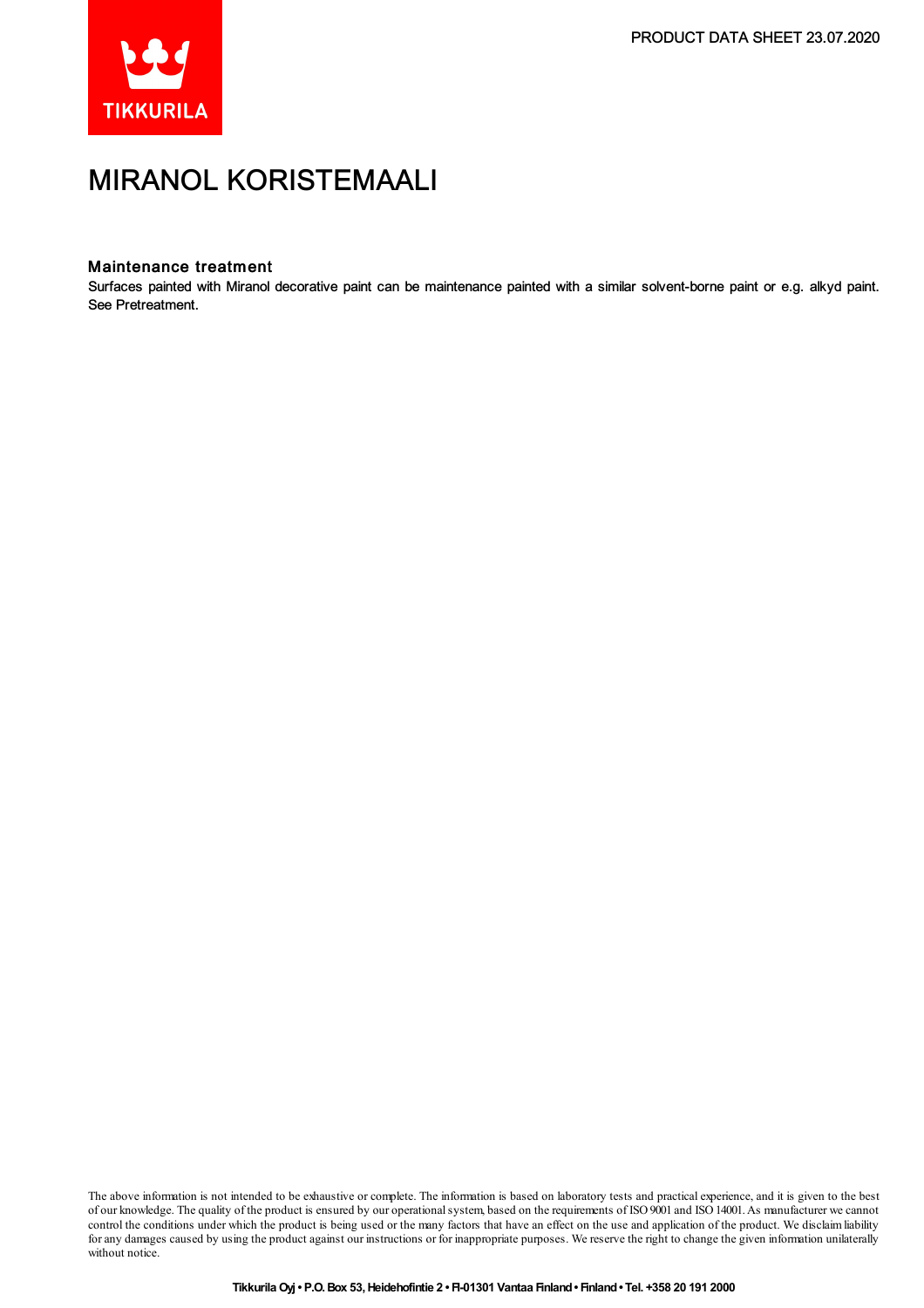# MIRANOL KORISTEMAALI

### Maintenance treatment

Surfaces painted with Miranol decorative paint can be maintenance painted with a similar solvent-borne paint or e.g. alkyd paint. See Pretreatment.

The above information is not intended to be exhaustive or complete. The information is based on laboratory tests and practical experience, and it is given to the best of our knowledge. The quality of the product is ensured by our operational system, based on the requirements of ISO 9001 and ISO 14001. As manufacturer we cannot control the conditions under which the product is being used or the many factors that have an effect on the use and application of the product. We disclaim liability for any damages caused by using the product against our instructions or for inappropriate purposes. We reserve the right to change the given information unilaterally without notice.

**Tikkurila Oyj • P.O. Box 53, Heidehofintie 2 • FI-01301 Vantaa Finland • Finland • Tel. +358 20 191 2000**